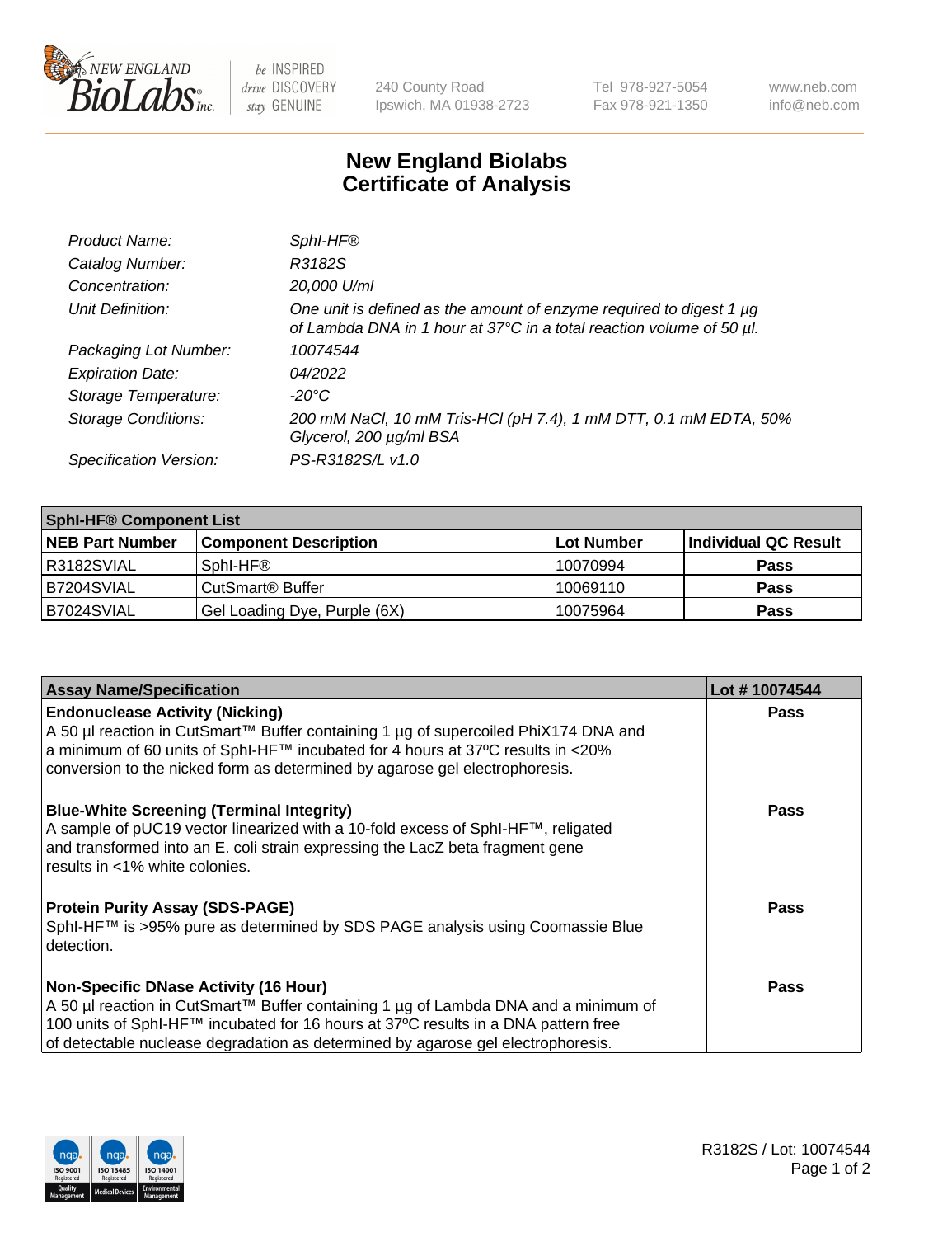be INSPIRED drive DISCOVERY stay GENUINE

240 County Road
Ipswich, MA 01938-2723

Tel 978-927-5054
Fax 978-921-1350

www.neb.com
info@neb.com

# New England Biolabs
# Certificate of Analysis

| | |
|---|---|
| *Product Name:* | *SphI-HF®* |
| *Catalog Number:* | *R3182S* |
| *Concentration:* | *20,000 U/ml* |
| *Unit Definition:* | *One unit is defined as the amount of enzyme required to digest 1 µg of Lambda DNA in 1 hour at 37°C in a total reaction volume of 50 µl.* |
| *Packaging Lot Number:* | *10074544* |
| *Expiration Date:* | *04/2022* |
| *Storage Temperature:* | *-20°C* |
| *Storage Conditions:* | *200 mM NaCl, 10 mM Tris-HCl (pH 7.4), 1 mM DTT, 0.1 mM EDTA, 50% Glycerol, 200 µg/ml BSA* |
| *Specification Version:* | *PS-R3182S/L v1.0* |

| **SphI-HF® Component List** | | | |
|---|---|---|---|
| **NEB Part Number** | **Component Description** | **Lot Number** | **Individual QC Result** |
| R3182SVIAL | SphI-HF® | 10070994 | **Pass** |
| B7204SVIAL | CutSmart® Buffer | 10069110 | **Pass** |
| B7024SVIAL | Gel Loading Dye, Purple (6X) | 10075964 | **Pass** |

| **Assay Name/Specification** | **Lot # 10074544** |
|---|---|
| **Endonuclease Activity (Nicking)**<br>A 50 µl reaction in CutSmart™ Buffer containing 1 µg of supercoiled PhiX174 DNA and a minimum of 60 units of SphI-HF™ incubated for 4 hours at 37ºC results in <20% conversion to the nicked form as determined by agarose gel electrophoresis. | **Pass** |
| **Blue-White Screening (Terminal Integrity)**<br>A sample of pUC19 vector linearized with a 10-fold excess of SphI-HF™, religated and transformed into an E. coli strain expressing the LacZ beta fragment gene results in <1% white colonies. | **Pass** |
| **Protein Purity Assay (SDS-PAGE)**<br>SphI-HF™ is >95% pure as determined by SDS PAGE analysis using Coomassie Blue detection. | **Pass** |
| **Non-Specific DNase Activity (16 Hour)**<br>A 50 µl reaction in CutSmart™ Buffer containing 1 µg of Lambda DNA and a minimum of 100 units of SphI-HF™ incubated for 16 hours at 37ºC results in a DNA pattern free of detectable nuclease degradation as determined by agarose gel electrophoresis. | **Pass** |

R3182S / Lot: 10074544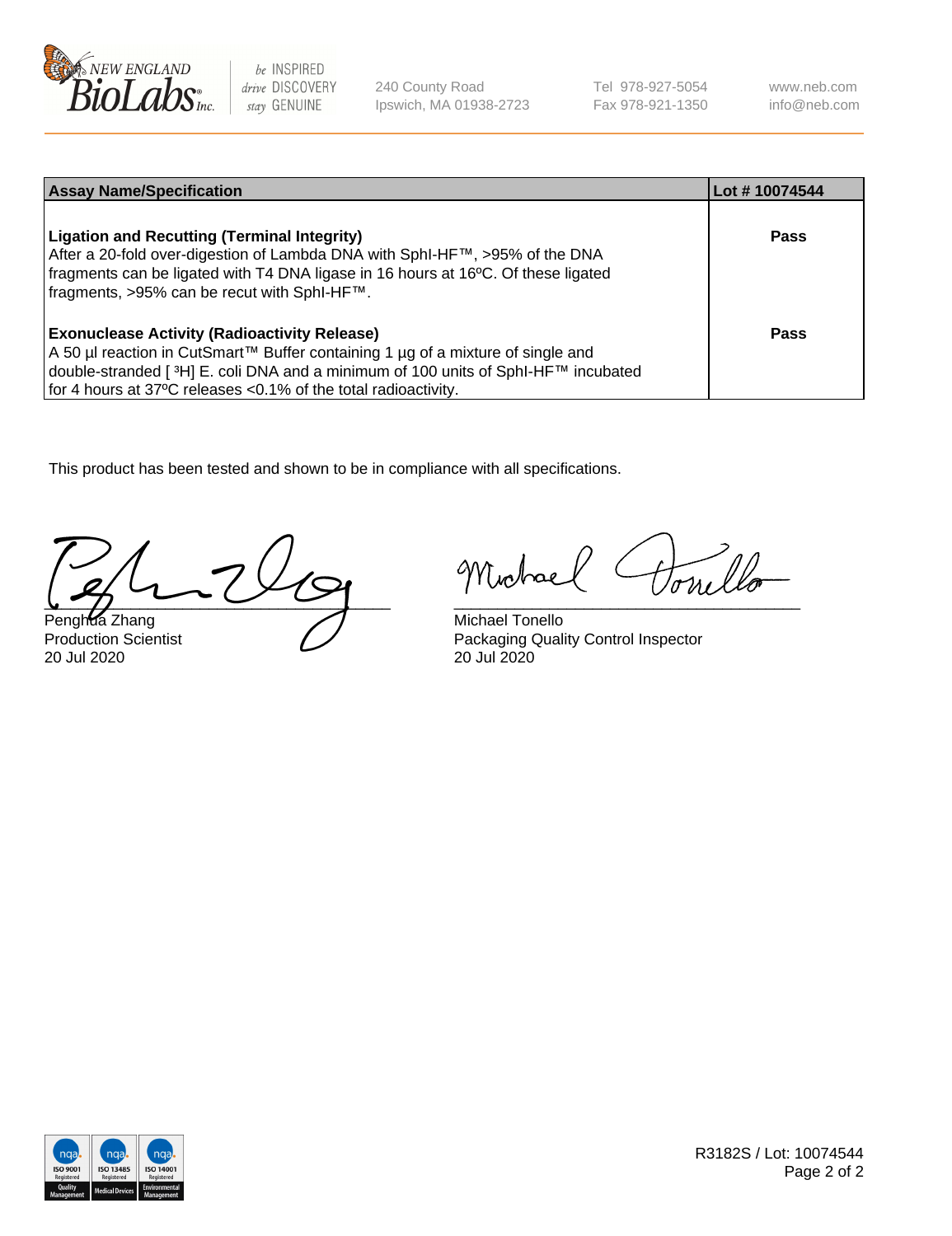| Assay Name/Specification | Lot # 10074544 |
|---|---|
| **Ligation and Recutting (Terminal Integrity)**<br>After a 20-fold over-digestion of Lambda DNA with SphI-HF™, >95% of the DNA fragments can be ligated with T4 DNA ligase in 16 hours at 16ºC. Of these ligated fragments, >95% can be recut with SphI-HF™. | **Pass** |
| **Exonuclease Activity (Radioactivity Release)**<br>A 50 µl reaction in CutSmart™ Buffer containing 1 µg of a mixture of single and double-stranded [ $^3$H] E. coli DNA and a minimum of 100 units of SphI-HF™ incubated for 4 hours at 37ºC releases <0.1% of the total radioactivity. | **Pass** |

This product has been tested and shown to be in compliance with all specifications.

Penghua Zhang
Production Scientist
20 Jul 2020

Michael Tonello
Packaging Quality Control Inspector
20 Jul 2020

R3182S / Lot: 10074544